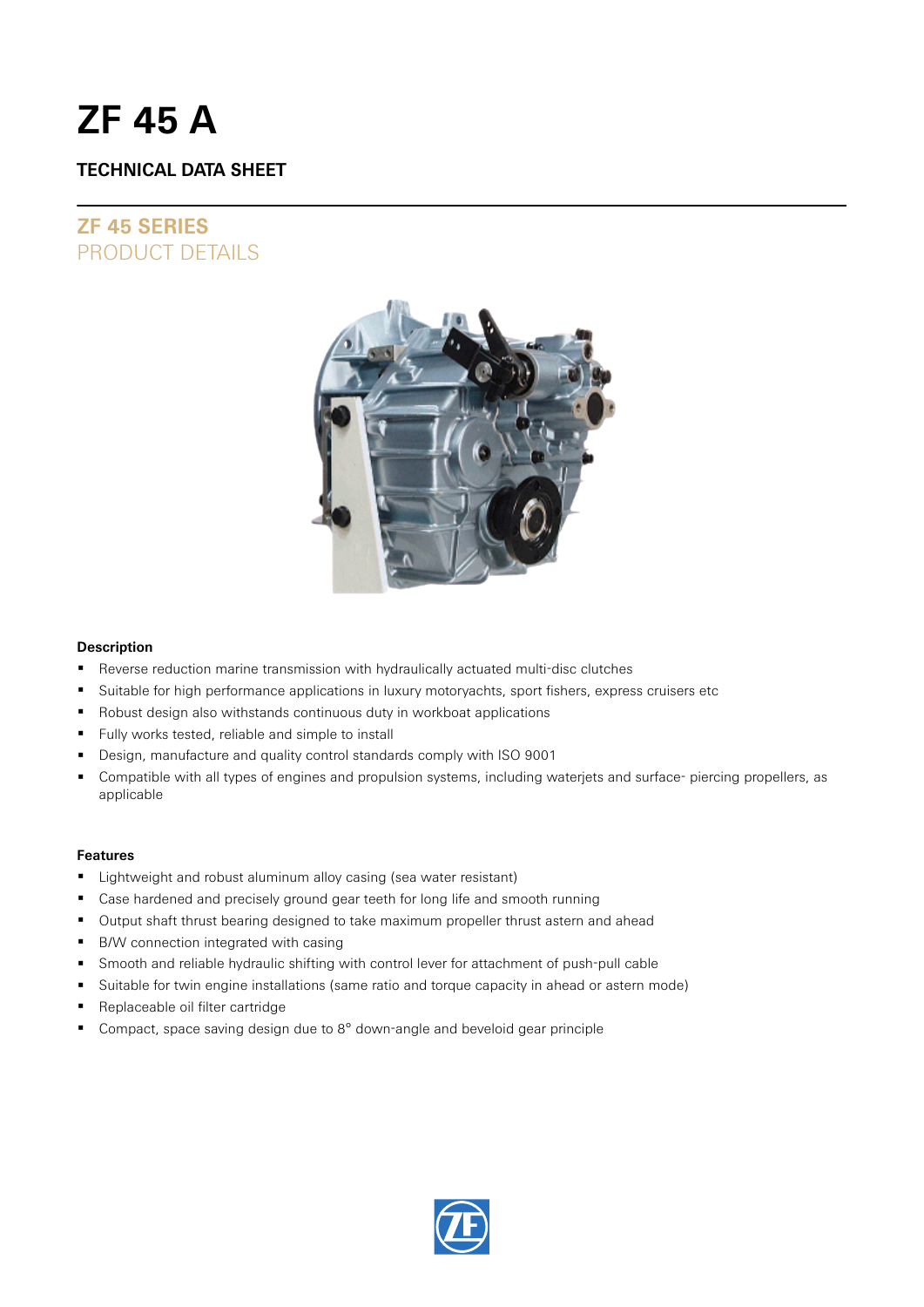# ZF 45 A

## TECHNICAL DATA SHEET

## ZF 45 SERIES
PRODUCT DETAILS

### Description

- Reverse reduction marine transmission with hydraulically actuated multi-disc clutches
- Suitable for high performance applications in luxury motoryachts, sport fishers, express cruisers etc
- Robust design also withstands continuous duty in workboat applications
- Fully works tested, reliable and simple to install
- Design, manufacture and quality control standards comply with ISO 9001
- Compatible with all types of engines and propulsion systems, including waterjets and surface- piercing propellers, as applicable

### Features

- Lightweight and robust aluminum alloy casing (sea water resistant)
- Case hardened and precisely ground gear teeth for long life and smooth running
- Output shaft thrust bearing designed to take maximum propeller thrust astern and ahead
- B/W connection integrated with casing
- Smooth and reliable hydraulic shifting with control lever for attachment of push-pull cable
- Suitable for twin engine installations (same ratio and torque capacity in ahead or astern mode)
- Replaceable oil filter cartridge
- Compact, space saving design due to 8° down-angle and beveloid gear principle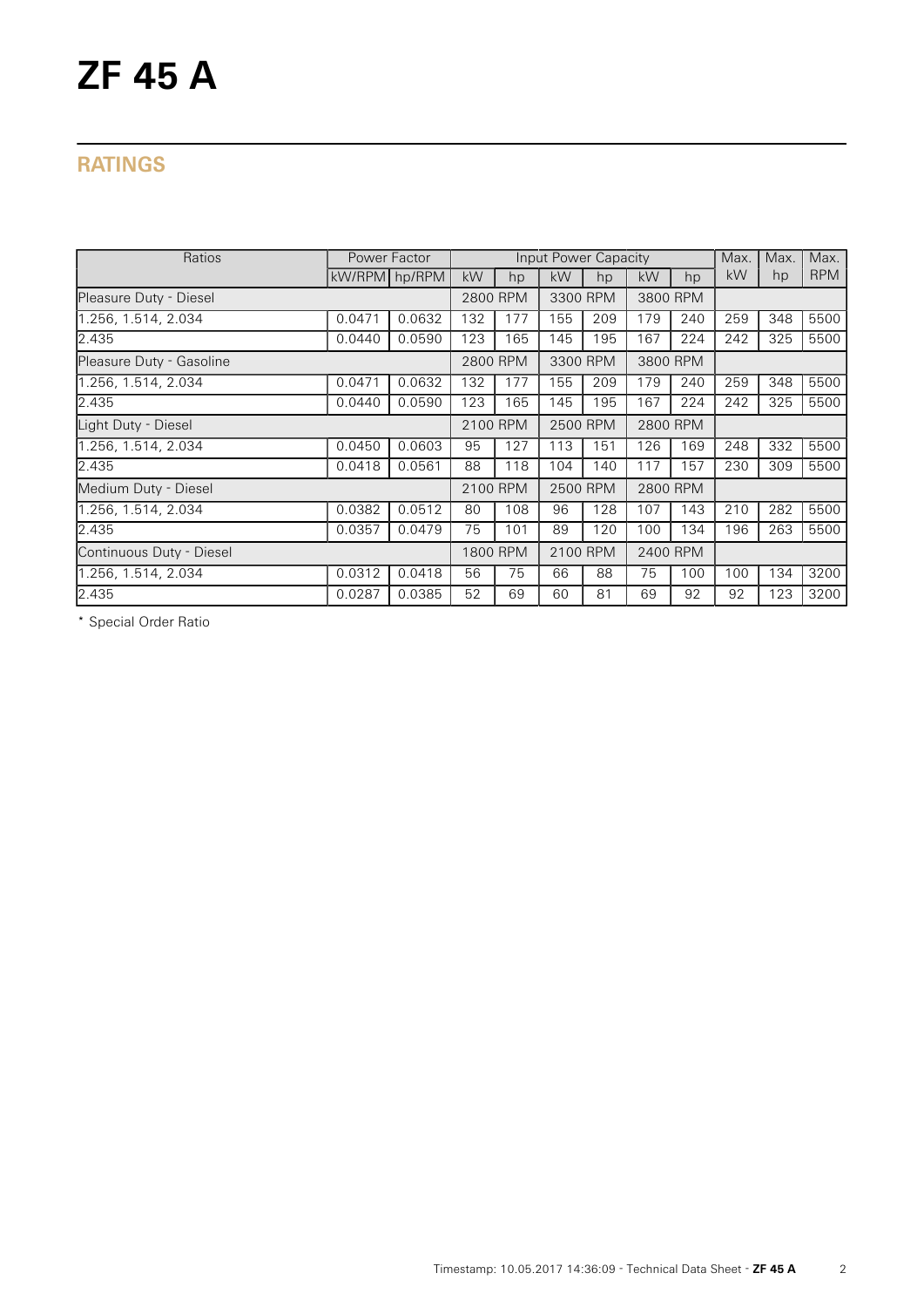# ZF 45 A

## RATINGS

| Ratios | Power Factor | | Input Power Capacity | | | | | | Max. | Max. | Max. |
|---|---|---|---|---|---|---|---|---|---|---|---|
| | kW/RPM | hp/RPM | kW | hp | kW | hp | kW | hp | kW | hp | RPM |
| Pleasure Duty - Diesel | | | 2800 RPM | | 3300 RPM | | 3800 RPM | | | | |
| 1.256, 1.514, 2.034 | 0.0471 | 0.0632 | 132 | 177 | 155 | 209 | 179 | 240 | 259 | 348 | 5500 |
| 2.435 | 0.0440 | 0.0590 | 123 | 165 | 145 | 195 | 167 | 224 | 242 | 325 | 5500 |
| Pleasure Duty - Gasoline | | | 2800 RPM | | 3300 RPM | | 3800 RPM | | | | |
| 1.256, 1.514, 2.034 | 0.0471 | 0.0632 | 132 | 177 | 155 | 209 | 179 | 240 | 259 | 348 | 5500 |
| 2.435 | 0.0440 | 0.0590 | 123 | 165 | 145 | 195 | 167 | 224 | 242 | 325 | 5500 |
| Light Duty - Diesel | | | 2100 RPM | | 2500 RPM | | 2800 RPM | | | | |
| 1.256, 1.514, 2.034 | 0.0450 | 0.0603 | 95 | 127 | 113 | 151 | 126 | 169 | 248 | 332 | 5500 |
| 2.435 | 0.0418 | 0.0561 | 88 | 118 | 104 | 140 | 117 | 157 | 230 | 309 | 5500 |
| Medium Duty - Diesel | | | 2100 RPM | | 2500 RPM | | 2800 RPM | | | | |
| 1.256, 1.514, 2.034 | 0.0382 | 0.0512 | 80 | 108 | 96 | 128 | 107 | 143 | 210 | 282 | 5500 |
| 2.435 | 0.0357 | 0.0479 | 75 | 101 | 89 | 120 | 100 | 134 | 196 | 263 | 5500 |
| Continuous Duty - Diesel | | | 1800 RPM | | 2100 RPM | | 2400 RPM | | | | |
| 1.256, 1.514, 2.034 | 0.0312 | 0.0418 | 56 | 75 | 66 | 88 | 75 | 100 | 100 | 134 | 3200 |
| 2.435 | 0.0287 | 0.0385 | 52 | 69 | 60 | 81 | 69 | 92 | 92 | 123 | 3200 |

* Special Order Ratio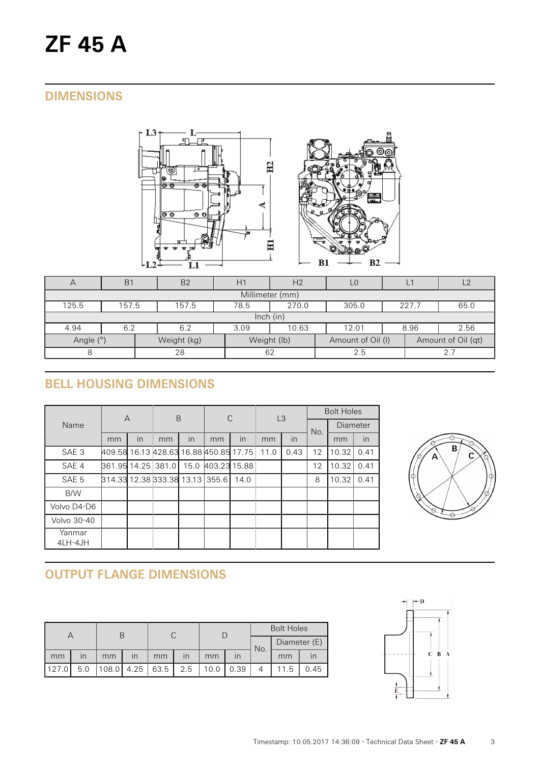# ZF 45 A

## DIMENSIONS

| A | B1 | B2 | H1 | H2 | L0 | L1 | L2 |
|---|---|---|---|---|---|---|---|
| Millimeter (mm) | | | | | | | |
| 125.5 | 157.5 | 157.5 | 78.5 | 270.0 | 305.0 | 227.7 | 65.0 |
| Inch (in) | | | | | | | |
| 4.94 | 6.2 | 6.2 | 3.09 | 10.63 | 12.01 | 8.96 | 2.56 |

| Angle (°) | Weight (kg) | Weight (lb) | Amount of Oil (l) | Amount of Oil (qt) |
|---|---|---|---|---|
| 8 | 28 | 62 | 2.5 | 2.7 |

## BELL HOUSING DIMENSIONS

| Name | A | | B | | C | | L3 | | Bolt Holes | | |
|---|---|---|---|---|---|---|---|---|---|---|---|
| | | | | | | | | | No. | Diameter | |
| | mm | in | mm | in | mm | in | mm | in | | mm | in |
| SAE 3 | 409.58 | 16.13 | 428.63 | 16.88 | 450.85 | 17.75 | 11.0 | 0.43 | 12 | 10.32 | 0.41 |
| SAE 4 | 361.95 | 14.25 | 381.0 | 15.0 | 403.23 | 15.88 | | | 12 | 10.32 | 0.41 |
| SAE 5 | 314.33 | 12.38 | 333.38 | 13.13 | 355.6 | 14.0 | | | 8 | 10.32 | 0.41 |
| B/W | | | | | | | | | | | |
| Volvo D4-D6 | | | | | | | | | | | |
| Volvo 30-40 | | | | | | | | | | | |
| Yanmar 4LH-4JH | | | | | | | | | | | |

## OUTPUT FLANGE DIMENSIONS

| A | | B | | C | | D | | Bolt Holes | | |
|---|---|---|---|---|---|---|---|---|---|---|
| | | | | | | | | No. | Diameter (E) | |
| mm | in | mm | in | mm | in | mm | in | | mm | in |
| 127.0 | 5.0 | 108.0 | 4.25 | 63.5 | 2.5 | 10.0 | 0.39 | 4 | 11.5 | 0.45 |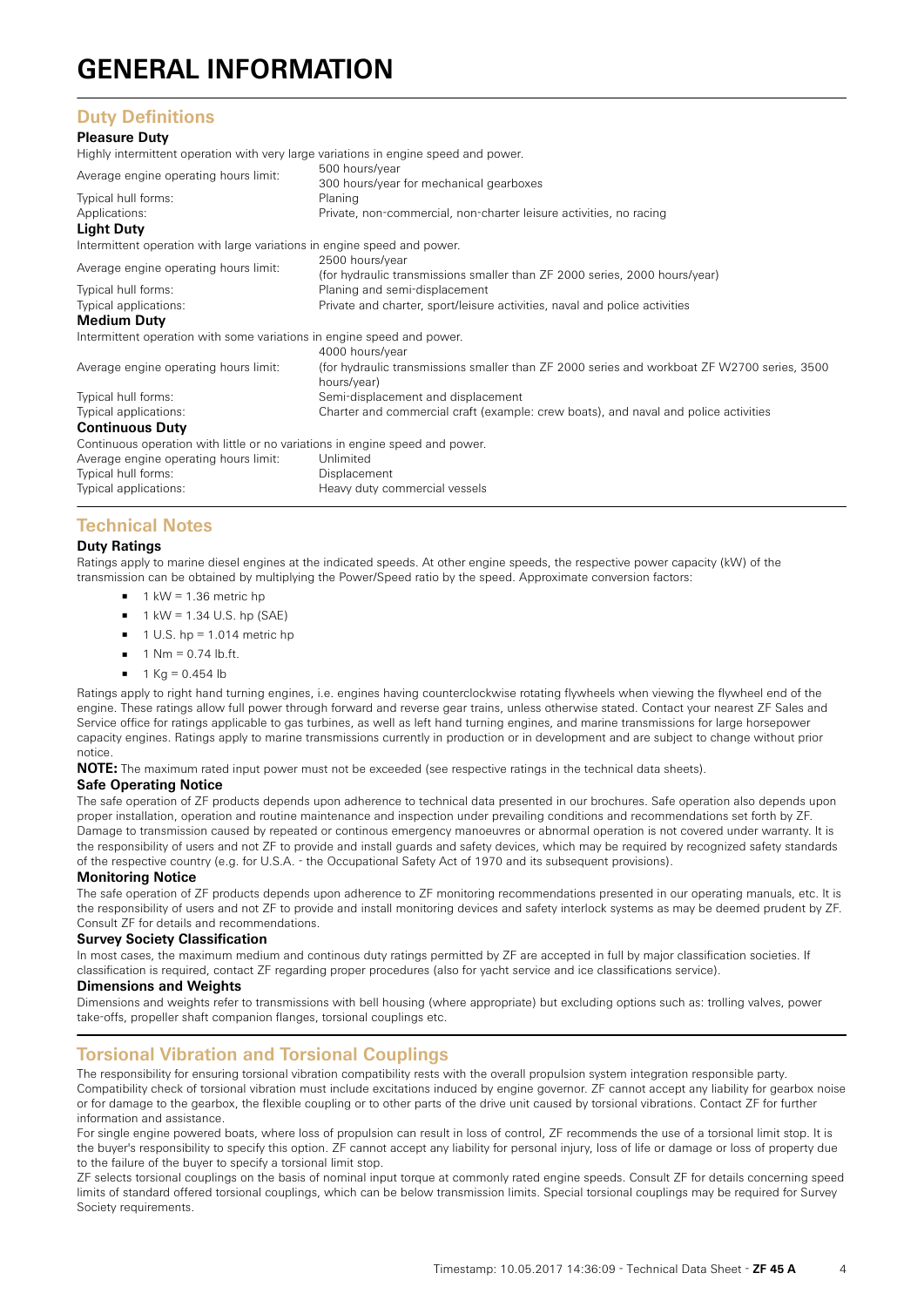# GENERAL INFORMATION

## Duty Definitions

### Pleasure Duty

Highly intermittent operation with very large variations in engine speed and power.

| | |
|---|---|
| Average engine operating hours limit: | 500 hours/year<br>300 hours/year for mechanical gearboxes |
| Typical hull forms: | Planing |
| Applications: | Private, non-commercial, non-charter leisure activities, no racing |

### Light Duty

Intermittent operation with large variations in engine speed and power.

| | |
|---|---|
| Average engine operating hours limit: | 2500 hours/year<br>(for hydraulic transmissions smaller than ZF 2000 series, 2000 hours/year) |
| Typical hull forms: | Planing and semi-displacement |
| Typical applications: | Private and charter, sport/leisure activities, naval and police activities |

### Medium Duty

Intermittent operation with some variations in engine speed and power.

| | |
|---|---|
| Average engine operating hours limit: | 4000 hours/year<br>(for hydraulic transmissions smaller than ZF 2000 series and workboat ZF W2700 series, 3500 hours/year) |
| Typical hull forms: | Semi-displacement and displacement |
| Typical applications: | Charter and commercial craft (example: crew boats), and naval and police activities |

### Continuous Duty

Continuous operation with little or no variations in engine speed and power.

| | |
|---|---|
| Average engine operating hours limit: | Unlimited |
| Typical hull forms: | Displacement |
| Typical applications: | Heavy duty commercial vessels |

## Technical Notes

### Duty Ratings

Ratings apply to marine diesel engines at the indicated speeds. At other engine speeds, the respective power capacity (kW) of the transmission can be obtained by multiplying the Power/Speed ratio by the speed. Approximate conversion factors:

- 1 kW = 1.36 metric hp
- 1 kW = 1.34 U.S. hp (SAE)
- 1 U.S. hp = 1.014 metric hp
- 1 Nm = 0.74 lb.ft.
- 1 Kg = 0.454 lb

Ratings apply to right hand turning engines, i.e. engines having counterclockwise rotating flywheels when viewing the flywheel end of the engine. These ratings allow full power through forward and reverse gear trains, unless otherwise stated. Contact your nearest ZF Sales and Service office for ratings applicable to gas turbines, as well as left hand turning engines, and marine transmissions for large horsepower capacity engines. Ratings apply to marine transmissions currently in production or in development and are subject to change without prior notice.

**NOTE:** The maximum rated input power must not be exceeded (see respective ratings in the technical data sheets).

### Safe Operating Notice

The safe operation of ZF products depends upon adherence to technical data presented in our brochures. Safe operation also depends upon proper installation, operation and routine maintenance and inspection under prevailing conditions and recommendations set forth by ZF. Damage to transmission caused by repeated or continous emergency manoeuvres or abnormal operation is not covered under warranty. It is the responsibility of users and not ZF to provide and install guards and safety devices, which may be required by recognized safety standards of the respective country (e.g. for U.S.A. - the Occupational Safety Act of 1970 and its subsequent provisions).

### Monitoring Notice

The safe operation of ZF products depends upon adherence to ZF monitoring recommendations presented in our operating manuals, etc. It is the responsibility of users and not ZF to provide and install monitoring devices and safety interlock systems as may be deemed prudent by ZF. Consult ZF for details and recommendations.

### Survey Society Classification

In most cases, the maximum medium and continous duty ratings permitted by ZF are accepted in full by major classification societies. If classification is required, contact ZF regarding proper procedures (also for yacht service and ice classifications service).

### Dimensions and Weights

Dimensions and weights refer to transmissions with bell housing (where appropriate) but excluding options such as: trolling valves, power take-offs, propeller shaft companion flanges, torsional couplings etc.

## Torsional Vibration and Torsional Couplings

The responsibility for ensuring torsional vibration compatibility rests with the overall propulsion system integration responsible party. Compatibility check of torsional vibration must include excitations induced by engine governor. ZF cannot accept any liability for gearbox noise or for damage to the gearbox, the flexible coupling or to other parts of the drive unit caused by torsional vibrations. Contact ZF for further information and assistance.

For single engine powered boats, where loss of propulsion can result in loss of control, ZF recommends the use of a torsional limit stop. It is the buyer's responsibility to specify this option. ZF cannot accept any liability for personal injury, loss of life or damage or loss of property due to the failure of the buyer to specify a torsional limit stop.

ZF selects torsional couplings on the basis of nominal input torque at commonly rated engine speeds. Consult ZF for details concerning speed limits of standard offered torsional couplings, which can be below transmission limits. Special torsional couplings may be required for Survey Society requirements.